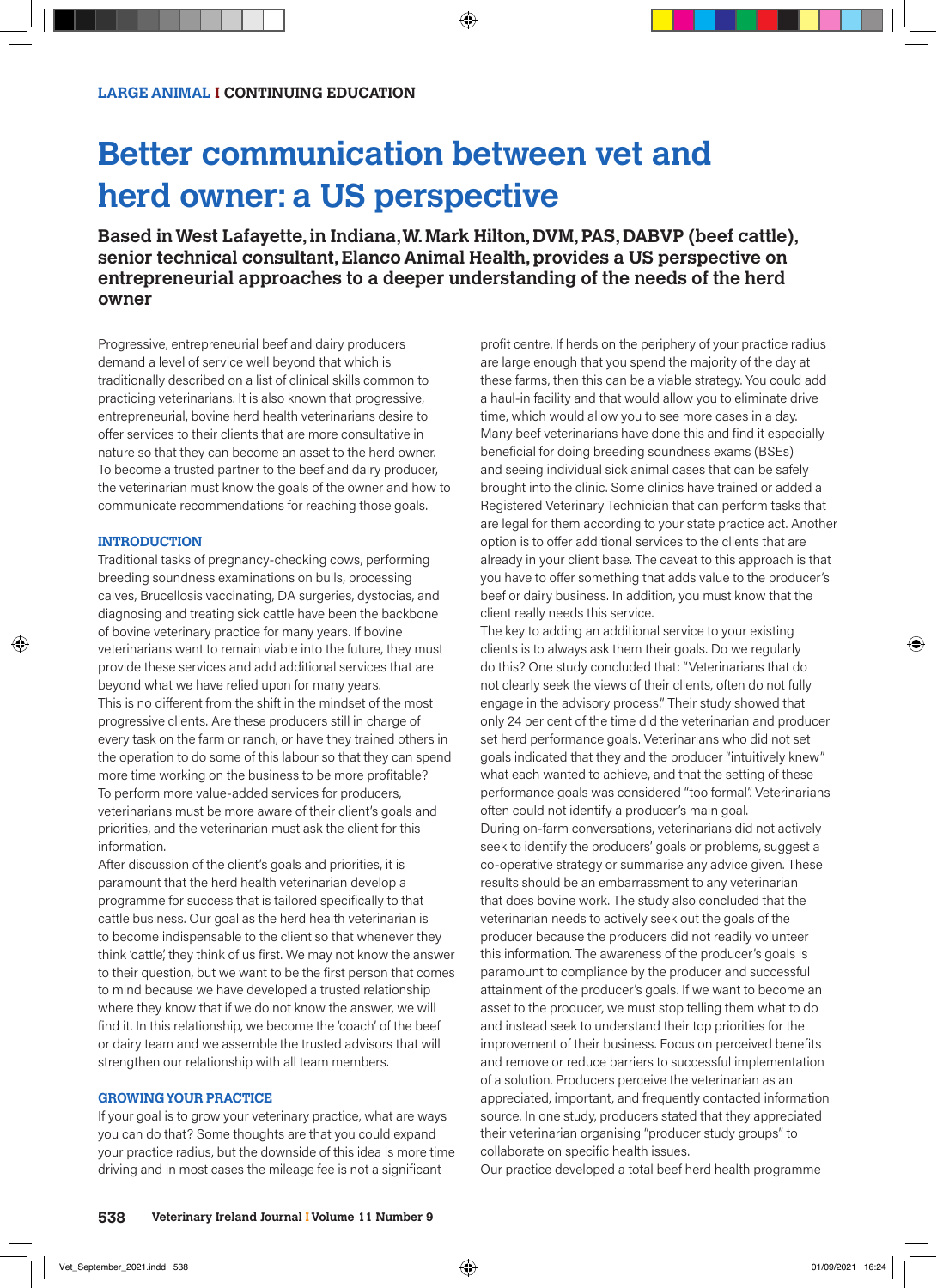LARGE ANIMAL I CONTINUING EDUCATION

# Better communication between vet and herd owner: a US perspective

**Based in West Lafayette, in Indiana, W. Mark Hilton, DVM, PAS, DABVP (beef cattle), senior technical consultant, Elanco Animal Health, provides a US perspective on entrepreneurial approaches to a deeper understanding of the needs of the herd owner**

Progressive, entrepreneurial beef and dairy producers demand a level of service well beyond that which is traditionally described on a list of clinical skills common to practicing veterinarians. It is also known that progressive, entrepreneurial, bovine herd health veterinarians desire to offer services to their clients that are more consultative in nature so that they can become an asset to the herd owner. To become a trusted partner to the beef and dairy producer, the veterinarian must know the goals of the owner and how to communicate recommendations for reaching those goals.

## INTRODUCTION

Traditional tasks of pregnancy-checking cows, performing breeding soundness examinations on bulls, processing calves, Brucellosis vaccinating, DA surgeries, dystocias, and diagnosing and treating sick cattle have been the backbone of bovine veterinary practice for many years. If bovine veterinarians want to remain viable into the future, they must provide these services and add additional services that are beyond what we have relied upon for many years.

This is no different from the shift in the mindset of the most progressive clients. Are these producers still in charge of every task on the farm or ranch, or have they trained others in the operation to do some of this labour so that they can spend more time working on the business to be more profitable?

To perform more value-added services for producers, veterinarians must be more aware of their client's goals and priorities, and the veterinarian must ask the client for this information.

After discussion of the client's goals and priorities, it is paramount that the herd health veterinarian develop a programme for success that is tailored specifically to that cattle business. Our goal as the herd health veterinarian is to become indispensable to the client so that whenever they think 'cattle', they think of us first. We may not know the answer to their question, but we want to be the first person that comes to mind because we have developed a trusted relationship where they know that if we do not know the answer, we will find it. In this relationship, we become the 'coach' of the beef or dairy team and we assemble the trusted advisors that will strengthen our relationship with all team members.

## GROWING YOUR PRACTICE

If your goal is to grow your veterinary practice, what are ways you can do that? Some thoughts are that you could expand your practice radius, but the downside of this idea is more time driving and in most cases the mileage fee is not a significant profit centre. If herds on the periphery of your practice radius are large enough that you spend the majority of the day at these farms, then this can be a viable strategy. You could add a haul-in facility and that would allow you to eliminate drive time, which would allow you to see more cases in a day. Many beef veterinarians have done this and find it especially beneficial for doing breeding soundness exams (BSEs) and seeing individual sick animal cases that can be safely brought into the clinic. Some clinics have trained or added a Registered Veterinary Technician that can perform tasks that are legal for them according to your state practice act. Another option is to offer additional services to the clients that are already in your client base. The caveat to this approach is that you have to offer something that adds value to the producer's beef or dairy business. In addition, you must know that the client really needs this service.

The key to adding an additional service to your existing clients is to always ask them their goals. Do we regularly do this? One study concluded that: "Veterinarians that do not clearly seek the views of their clients, often do not fully engage in the advisory process." Their study showed that only 24 per cent of the time did the veterinarian and producer set herd performance goals. Veterinarians who did not set goals indicated that they and the producer "intuitively knew" what each wanted to achieve, and that the setting of these performance goals was considered "too formal". Veterinarians often could not identify a producer's main goal.

During on-farm conversations, veterinarians did not actively seek to identify the producers' goals or problems, suggest a co-operative strategy or summarise any advice given. These results should be an embarrassment to any veterinarian that does bovine work. The study also concluded that the veterinarian needs to actively seek out the goals of the producer because the producers did not readily volunteer this information. The awareness of the producer's goals is paramount to compliance by the producer and successful attainment of the producer's goals. If we want to become an asset to the producer, we must stop telling them what to do and instead seek to understand their top priorities for the improvement of their business. Focus on perceived benefits and remove or reduce barriers to successful implementation of a solution. Producers perceive the veterinarian as an appreciated, important, and frequently contacted information source. In one study, producers stated that they appreciated their veterinarian organising "producer study groups" to collaborate on specific health issues.

Our practice developed a total beef herd health programme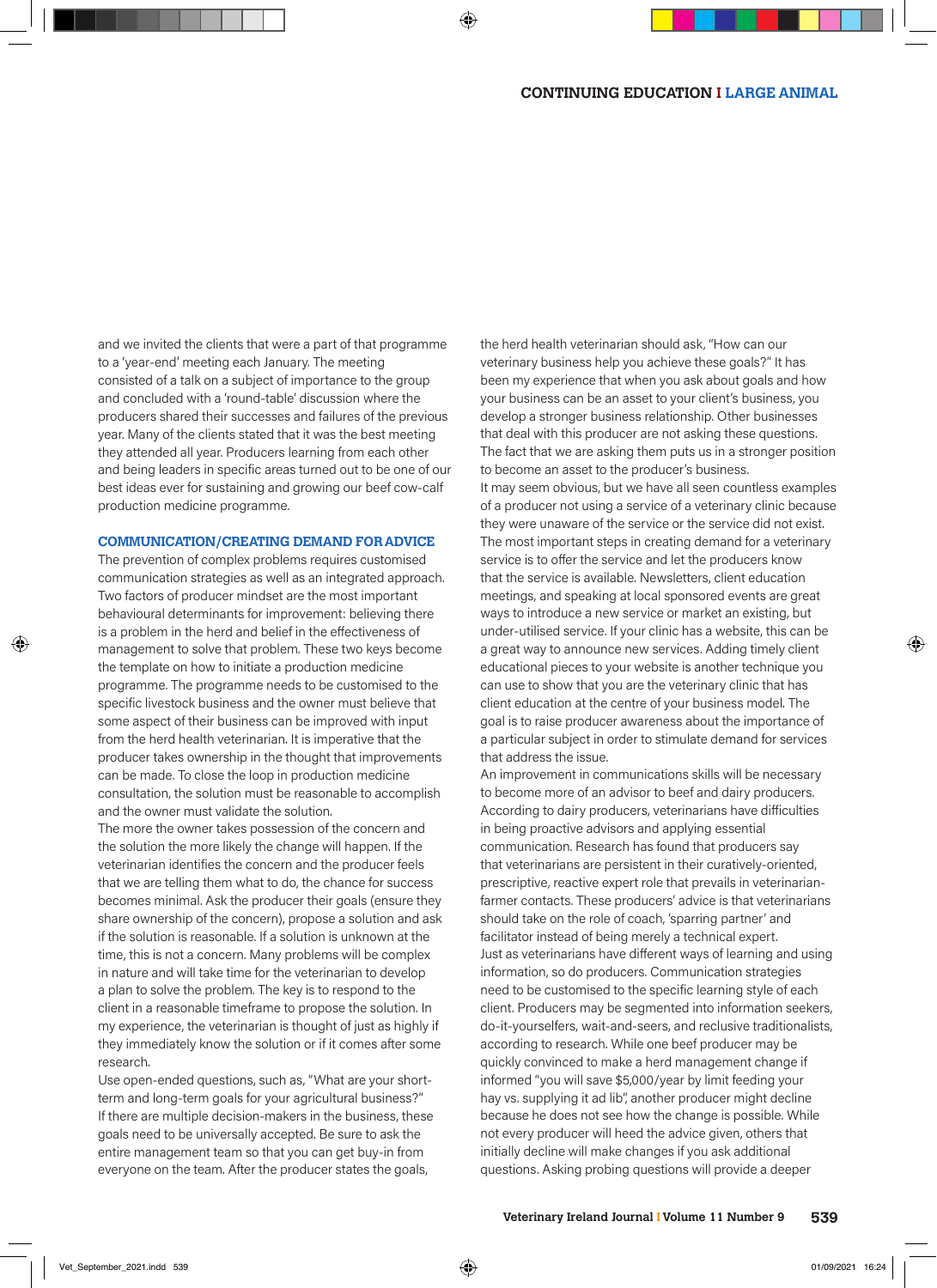and we invited the clients that were a part of that programme to a 'year-end' meeting each January. The meeting consisted of a talk on a subject of importance to the group and concluded with a 'round-table' discussion where the producers shared their successes and failures of the previous year. Many of the clients stated that it was the best meeting they attended all year. Producers learning from each other and being leaders in specific areas turned out to be one of our best ideas ever for sustaining and growing our beef cow-calf production medicine programme.

## COMMUNICATION/CREATING DEMAND FOR ADVICE

The prevention of complex problems requires customised communication strategies as well as an integrated approach. Two factors of producer mindset are the most important behavioural determinants for improvement: believing there is a problem in the herd and belief in the effectiveness of management to solve that problem. These two keys become the template on how to initiate a production medicine programme. The programme needs to be customised to the specific livestock business and the owner must believe that some aspect of their business can be improved with input from the herd health veterinarian. It is imperative that the producer takes ownership in the thought that improvements can be made. To close the loop in production medicine consultation, the solution must be reasonable to accomplish and the owner must validate the solution.

The more the owner takes possession of the concern and the solution the more likely the change will happen. If the veterinarian identifies the concern and the producer feels that we are telling them what to do, the chance for success becomes minimal. Ask the producer their goals (ensure they share ownership of the concern), propose a solution and ask if the solution is reasonable. If a solution is unknown at the time, this is not a concern. Many problems will be complex in nature and will take time for the veterinarian to develop a plan to solve the problem. The key is to respond to the client in a reasonable timeframe to propose the solution. In my experience, the veterinarian is thought of just as highly if they immediately know the solution or if it comes after some research.

Use open-ended questions, such as, "What are your short-term and long-term goals for your agricultural business?" If there are multiple decision-makers in the business, these goals need to be universally accepted. Be sure to ask the entire management team so that you can get buy-in from everyone on the team. After the producer states the goals, the herd health veterinarian should ask, "How can our veterinary business help you achieve these goals?" It has been my experience that when you ask about goals and how your business can be an asset to your client's business, you develop a stronger business relationship. Other businesses that deal with this producer are not asking these questions. The fact that we are asking them puts us in a stronger position to become an asset to the producer's business.

It may seem obvious, but we have all seen countless examples of a producer not using a service of a veterinary clinic because they were unaware of the service or the service did not exist. The most important steps in creating demand for a veterinary service is to offer the service and let the producers know that the service is available. Newsletters, client education meetings, and speaking at local sponsored events are great ways to introduce a new service or market an existing, but under-utilised service. If your clinic has a website, this can be a great way to announce new services. Adding timely client educational pieces to your website is another technique you can use to show that you are the veterinary clinic that has client education at the centre of your business model. The goal is to raise producer awareness about the importance of a particular subject in order to stimulate demand for services that address the issue.

An improvement in communications skills will be necessary to become more of an advisor to beef and dairy producers. According to dairy producers, veterinarians have difficulties in being proactive advisors and applying essential communication. Research has found that producers say that veterinarians are persistent in their curatively-oriented, prescriptive, reactive expert role that prevails in veterinarian-farmer contacts. These producers' advice is that veterinarians should take on the role of coach, 'sparring partner' and facilitator instead of being merely a technical expert.

Just as veterinarians have different ways of learning and using information, so do producers. Communication strategies need to be customised to the specific learning style of each client. Producers may be segmented into information seekers, do-it-yourselfers, wait-and-seers, and reclusive traditionalists, according to research. While one beef producer may be quickly convinced to make a herd management change if informed "you will save $5,000/year by limit feeding your hay vs. supplying it ad lib", another producer might decline because he does not see how the change is possible. While not every producer will heed the advice given, others that initially decline will make changes if you ask additional questions. Asking probing questions will provide a deeper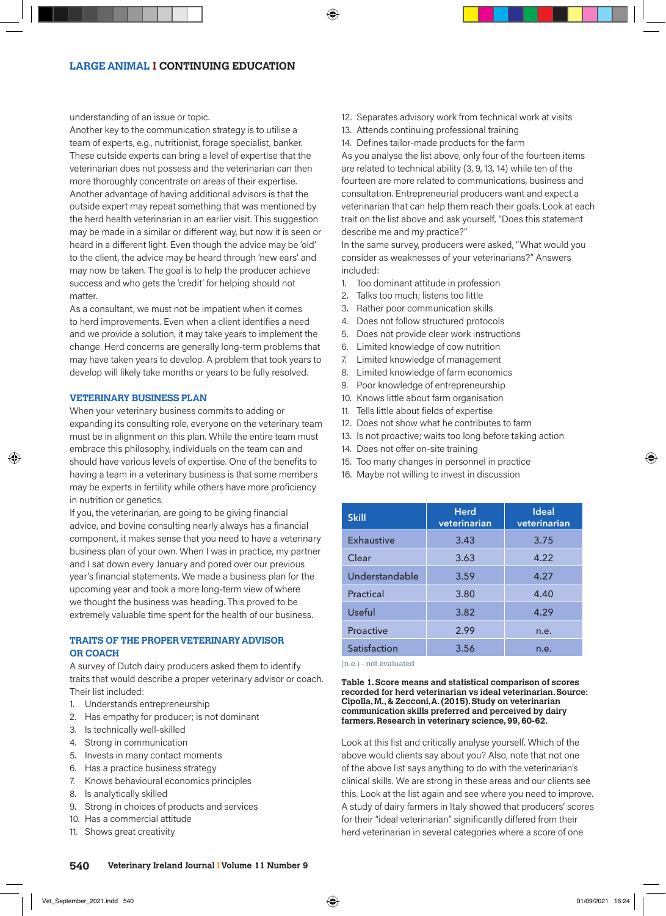understanding of an issue or topic.

Another key to the communication strategy is to utilise a team of experts, e.g., nutritionist, forage specialist, banker. These outside experts can bring a level of expertise that the veterinarian does not possess and the veterinarian can then more thoroughly concentrate on areas of their expertise. Another advantage of having additional advisors is that the outside expert may repeat something that was mentioned by the herd health veterinarian in an earlier visit. This suggestion may be made in a similar or different way, but now it is seen or heard in a different light. Even though the advice may be 'old' to the client, the advice may be heard through 'new ears' and may now be taken. The goal is to help the producer achieve success and who gets the 'credit' for helping should not matter.

As a consultant, we must not be impatient when it comes to herd improvements. Even when a client identifies a need and we provide a solution, it may take years to implement the change. Herd concerns are generally long-term problems that may have taken years to develop. A problem that took years to develop will likely take months or years to be fully resolved.

## VETERINARY BUSINESS PLAN

When your veterinary business commits to adding or expanding its consulting role, everyone on the veterinary team must be in alignment on this plan. While the entire team must embrace this philosophy, individuals on the team can and should have various levels of expertise. One of the benefits to having a team in a veterinary business is that some members may be experts in fertility while others have more proficiency in nutrition or genetics.

If you, the veterinarian, are going to be giving financial advice, and bovine consulting nearly always has a financial component, it makes sense that you need to have a veterinary business plan of your own. When I was in practice, my partner and I sat down every January and pored over our previous year's financial statements. We made a business plan for the upcoming year and took a more long-term view of where we thought the business was heading. This proved to be extremely valuable time spent for the health of our business.

## TRAITS OF THE PROPER VETERINARY ADVISOR OR COACH

A survey of Dutch dairy producers asked them to identify traits that would describe a proper veterinary advisor or coach. Their list included:

1. Understands entrepreneurship
2. Has empathy for producer; is not dominant
3. Is technically well-skilled
4. Strong in communication
5. Invests in many contact moments
6. Has a practice business strategy
7. Knows behavioural economics principles
8. Is analytically skilled
9. Strong in choices of products and services
10. Has a commercial attitude
11. Shows great creativity
12. Separates advisory work from technical work at visits
13. Attends continuing professional training
14. Defines tailor-made products for the farm

As you analyse the list above, only four of the fourteen items are related to technical ability (3, 9, 13, 14) while ten of the fourteen are more related to communications, business and consultation. Entrepreneurial producers want and expect a veterinarian that can help them reach their goals. Look at each trait on the list above and ask yourself, "Does this statement describe me and my practice?"

In the same survey, producers were asked, "What would you consider as weaknesses of your veterinarians?" Answers included:

1. Too dominant attitude in profession
2. Talks too much; listens too little
3. Rather poor communication skills
4. Does not follow structured protocols
5. Does not provide clear work instructions
6. Limited knowledge of cow nutrition
7. Limited knowledge of management
8. Limited knowledge of farm economics
9. Poor knowledge of entrepreneurship
10. Knows little about farm organisation
11. Tells little about fields of expertise
12. Does not show what he contributes to farm
13. Is not proactive; waits too long before taking action
14. Does not offer on-site training
15. Too many changes in personnel in practice
16. Maybe not willing to invest in discussion

| Skill | Herd veterinarian | Ideal veterinarian |
|---|---|---|
| Exhaustive | 3.43 | 3.75 |
| Clear | 3.63 | 4.22 |
| Understandable | 3.59 | 4.27 |
| Practical | 3.80 | 4.40 |
| Useful | 3.82 | 4.29 |
| Proactive | 2.99 | n.e. |
| Satisfaction | 3.56 | n.e. |

(n.e.) - not evaluated

**Table 1. Score means and statistical comparison of scores recorded for herd veterinarian vs ideal veterinarian. Source: Cipolla, M., & Zecconi, A. (2015). Study on veterinarian communication skills preferred and perceived by dairy farmers. Research in veterinary science, 99, 60-62.**

Look at this list and critically analyse yourself. Which of the above would clients say about you? Also, note that not one of the above list says anything to do with the veterinarian's clinical skills. We are strong in these areas and our clients see this. Look at the list again and see where you need to improve.

A study of dairy farmers in Italy showed that producers' scores for their "ideal veterinarian" significantly differed from their herd veterinarian in several categories where a score of one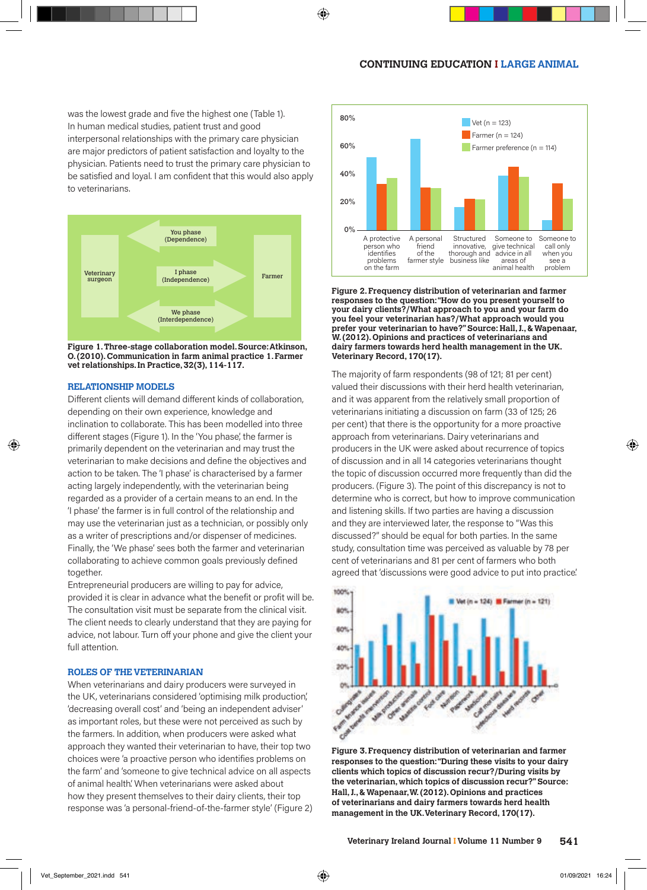was the lowest grade and five the highest one (Table 1). In human medical studies, patient trust and good interpersonal relationships with the primary care physician are major predictors of patient satisfaction and loyalty to the physician. Patients need to trust the primary care physician to be satisfied and loyal. I am confident that this would also apply to veterinarians.

**Figure 1. Three-stage collaboration model. Source: Atkinson, O. (2010). Communication in farm animal practice 1. Farmer vet relationships. In Practice, 32(3), 114-117.**

## RELATIONSHIP MODELS

Different clients will demand different kinds of collaboration, depending on their own experience, knowledge and inclination to collaborate. This has been modelled into three different stages (Figure 1). In the 'You phase', the farmer is primarily dependent on the veterinarian and may trust the veterinarian to make decisions and define the objectives and action to be taken. The 'I phase' is characterised by a farmer acting largely independently, with the veterinarian being regarded as a provider of a certain means to an end. In the 'I phase' the farmer is in full control of the relationship and may use the veterinarian just as a technician, or possibly only as a writer of prescriptions and/or dispenser of medicines. Finally, the 'We phase' sees both the farmer and veterinarian collaborating to achieve common goals previously defined together.

Entrepreneurial producers are willing to pay for advice, provided it is clear in advance what the benefit or profit will be. The consultation visit must be separate from the clinical visit. The client needs to clearly understand that they are paying for advice, not labour. Turn off your phone and give the client your full attention.

## ROLES OF THE VETERINARIAN

When veterinarians and dairy producers were surveyed in the UK, veterinarians considered 'optimising milk production', 'decreasing overall cost' and 'being an independent adviser' as important roles, but these were not perceived as such by the farmers. In addition, when producers were asked what approach they wanted their veterinarian to have, their top two choices were 'a proactive person who identifies problems on the farm' and 'someone to give technical advice on all aspects of animal health.' When veterinarians were asked about how they present themselves to their dairy clients, their top response was 'a personal-friend-of-the-farmer style' (Figure 2)

**Figure 2. Frequency distribution of veterinarian and farmer responses to the question: "How do you present yourself to your dairy clients?/What approach to you and your farm do you feel your veterinarian has?/What approach would you prefer your veterinarian to have?" Source: Hall, J., & Wapenaar, W. (2012). Opinions and practices of veterinarians and dairy farmers towards herd health management in the UK. Veterinary Record, 170(17).**

The majority of farm respondents (98 of 121; 81 per cent) valued their discussions with their herd health veterinarian, and it was apparent from the relatively small proportion of veterinarians initiating a discussion on farm (33 of 125; 26 per cent) that there is the opportunity for a more proactive approach from veterinarians. Dairy veterinarians and producers in the UK were asked about recurrence of topics of discussion and in all 14 categories veterinarians thought the topic of discussion occurred more frequently than did the producers. (Figure 3). The point of this discrepancy is not to determine who is correct, but how to improve communication and listening skills. If two parties are having a discussion and they are interviewed later, the response to "Was this discussed?" should be equal for both parties. In the same study, consultation time was perceived as valuable by 78 per cent of veterinarians and 81 per cent of farmers who both agreed that 'discussions were good advice to put into practice.'

**Figure 3. Frequency distribution of veterinarian and farmer responses to the question: "During these visits to your dairy clients which topics of discussion recur?/During visits by the veterinarian, which topics of discussion recur?" Source: Hall, J., & Wapenaar, W. (2012). Opinions and practices of veterinarians and dairy farmers towards herd health management in the UK. Veterinary Record, 170(17).**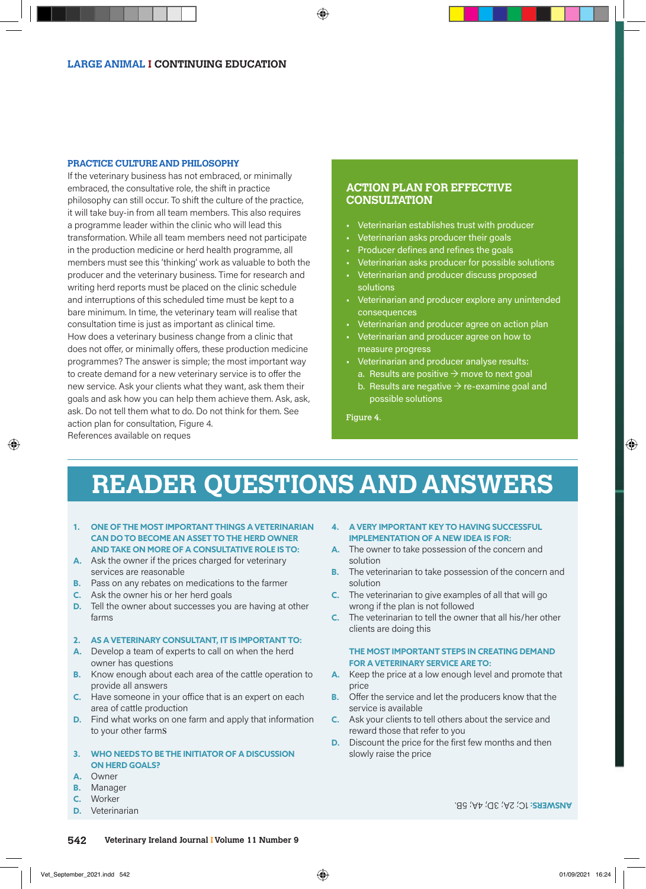## PRACTICE CULTURE AND PHILOSOPHY

If the veterinary business has not embraced, or minimally embraced, the consultative role, the shift in practice philosophy can still occur. To shift the culture of the practice, it will take buy-in from all team members. This also requires a programme leader within the clinic who will lead this transformation. While all team members need not participate in the production medicine or herd health programme, all members must see this 'thinking' work as valuable to both the producer and the veterinary business. Time for research and writing herd reports must be placed on the clinic schedule and interruptions of this scheduled time must be kept to a bare minimum. In time, the veterinary team will realise that consultation time is just as important as clinical time.

How does a veterinary business change from a clinic that does not offer, or minimally offers, these production medicine programmes? The answer is simple; the most important way to create demand for a new veterinary service is to offer the new service. Ask your clients what they want, ask them their goals and ask how you can help them achieve them. Ask, ask, ask. Do not tell them what to do. Do not think for them. See action plan for consultation, Figure 4.

References available on reques

### ACTION PLAN FOR EFFECTIVE CONSULTATION

- Veterinarian establishes trust with producer
- Veterinarian asks producer their goals
- Producer defines and refines the goals
- Veterinarian asks producer for possible solutions
- Veterinarian and producer discuss proposed solutions
- Veterinarian and producer explore any unintended consequences
- Veterinarian and producer agree on action plan
- Veterinarian and producer agree on how to measure progress
- Veterinarian and producer analyse results:
  a. Results are positive → move to next goal
  b. Results are negative → re-examine goal and possible solutions

Figure 4.

# READER QUESTIONS AND ANSWERS

**1. ONE OF THE MOST IMPORTANT THINGS A VETERINARIAN CAN DO TO BECOME AN ASSET TO THE HERD OWNER AND TAKE ON MORE OF A CONSULTATIVE ROLE IS TO:**

**A.** Ask the owner if the prices charged for veterinary services are reasonable
**B.** Pass on any rebates on medications to the farmer
**C.** Ask the owner his or her herd goals
**D.** Tell the owner about successes you are having at other farms

**2. AS A VETERINARY CONSULTANT, IT IS IMPORTANT TO:**

**A.** Develop a team of experts to call on when the herd owner has questions
**B.** Know enough about each area of the cattle operation to provide all answers
**C.** Have someone in your office that is an expert on each area of cattle production
**D.** Find what works on one farm and apply that information to your other farms

**3. WHO NEEDS TO BE THE INITIATOR OF A DISCUSSION ON HERD GOALS?**

**A.** Owner
**B.** Manager
**C.** Worker
**D.** Veterinarian

**4. A VERY IMPORTANT KEY TO HAVING SUCCESSFUL IMPLEMENTATION OF A NEW IDEA IS FOR:**

**A.** The owner to take possession of the concern and solution
**B.** The veterinarian to take possession of the concern and solution
**C.** The veterinarian to give examples of all that will go wrong if the plan is not followed
**C.** The veterinarian to tell the owner that all his/her other clients are doing this

**THE MOST IMPORTANT STEPS IN CREATING DEMAND FOR A VETERINARY SERVICE ARE TO:**

**A.** Keep the price at a low enough level and promote that price
**B.** Offer the service and let the producers know that the service is available
**C.** Ask your clients to tell others about the service and reward those that refer to you
**D.** Discount the price for the first few months and then slowly raise the price

**ANSWERS:** 1C; 2A; 3D; 4A; 5B.